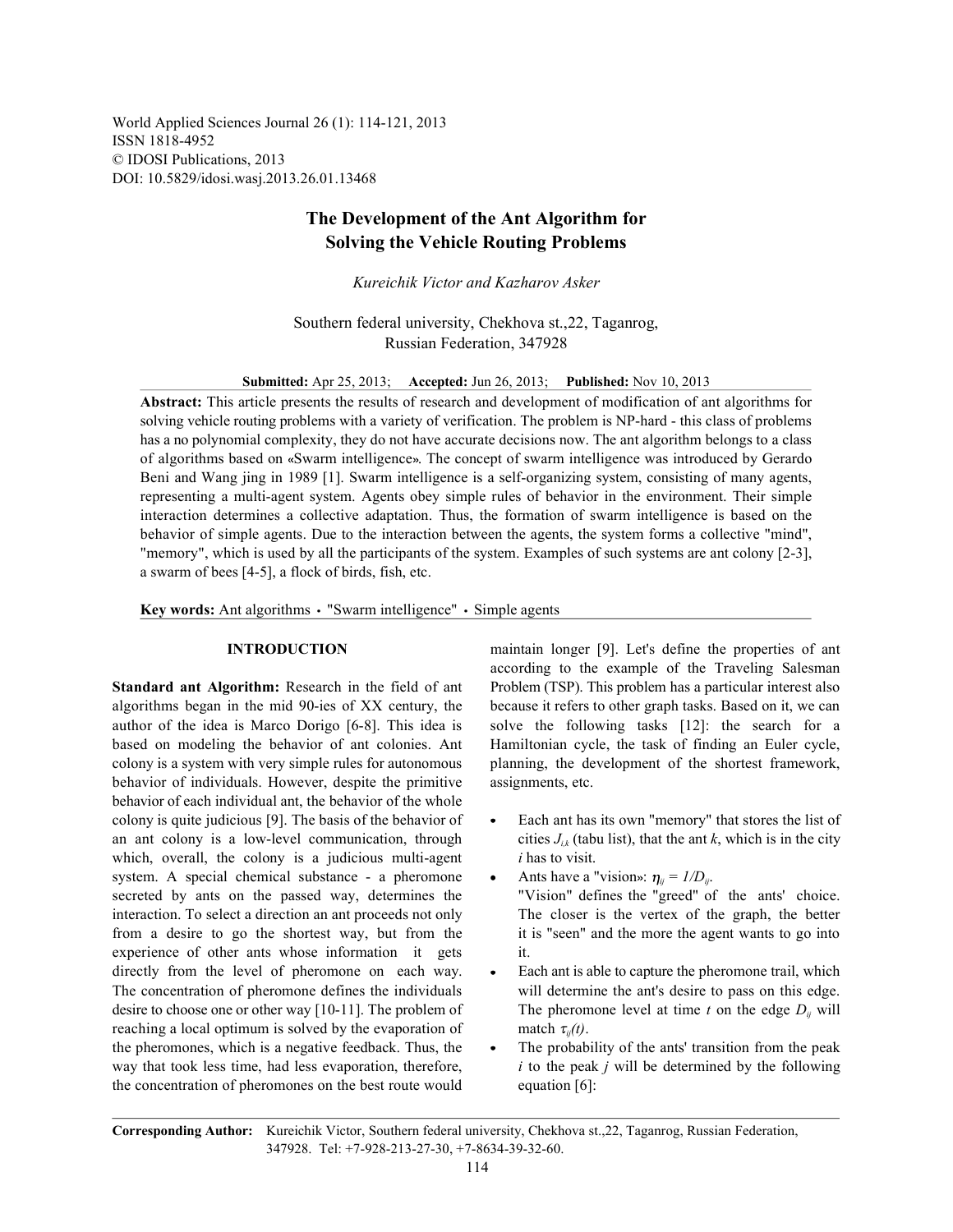World Applied Sciences Journal 26 (1): 114-121, 2013
ISSN 1818-4952
© IDOSI Publications, 2013
DOI: 10.5829/idosi.wasj.2013.26.01.13468

# The Development of the Ant Algorithm for Solving the Vehicle Routing Problems

*Kureichik Victor and Kazharov Asker*

Southern federal university, Chekhova st.,22, Taganrog, Russian Federation, 347928

**Submitted:** Apr 25, 2013; **Accepted:** Jun 26, 2013; **Published:** Nov 10, 2013

**Abstract:** This article presents the results of research and development of modification of ant algorithms for solving vehicle routing problems with a variety of verification. The problem is NP-hard - this class of problems has a no polynomial complexity, they do not have accurate decisions now. The ant algorithm belongs to a class of algorithms based on «Swarm intelligence». The concept of swarm intelligence was introduced by Gerardo Beni and Wang jing in 1989 [1]. Swarm intelligence is a self-organizing system, consisting of many agents, representing a multi-agent system. Agents obey simple rules of behavior in the environment. Their simple interaction determines a collective adaptation. Thus, the formation of swarm intelligence is based on the behavior of simple agents. Due to the interaction between the agents, the system forms a collective "mind", "memory", which is used by all the participants of the system. Examples of such systems are ant colony [2-3], a swarm of bees [4-5], a flock of birds, fish, etc.

**Key words:** Ant algorithms • "Swarm intelligence" • Simple agents

## INTRODUCTION

**Standard ant Algorithm:** Research in the field of ant algorithms began in the mid 90-ies of XX century, the author of the idea is Marco Dorigo [6-8]. This idea is based on modeling the behavior of ant colonies. Ant colony is a system with very simple rules for autonomous behavior of individuals. However, despite the primitive behavior of each individual ant, the behavior of the whole colony is quite judicious [9]. The basis of the behavior of an ant colony is a low-level communication, through which, overall, the colony is a judicious multi-agent system. A special chemical substance - a pheromone secreted by ants on the passed way, determines the interaction. To select a direction an ant proceeds not only from a desire to go the shortest way, but from the experience of other ants whose information it gets directly from the level of pheromone on each way. The concentration of pheromone defines the individuals desire to choose one or other way [10-11]. The problem of reaching a local optimum is solved by the evaporation of the pheromones, which is a negative feedback. Thus, the way that took less time, had less evaporation, therefore, the concentration of pheromones on the best route would maintain longer [9]. Let's define the properties of ant according to the example of the Traveling Salesman Problem (TSP). This problem has a particular interest also because it refers to other graph tasks. Based on it, we can solve the following tasks [12]: the search for a Hamiltonian cycle, the task of finding an Euler cycle, planning, the development of the shortest framework, assignments, etc.

- Each ant has its own "memory" that stores the list of cities $J_{i,k}$ (tabu list), that the ant $k$, which is in the city $i$ has to visit.
- Ants have a "vision»: $\eta_{ij} = 1/D_{ij}$.
  "Vision" defines the "greed" of the ants' choice. The closer is the vertex of the graph, the better it is "seen" and the more the agent wants to go into it.
- Each ant is able to capture the pheromone trail, which will determine the ant's desire to pass on this edge. The pheromone level at time $t$ on the edge $D_{ij}$ will match $\tau_{ij}(t)$.
- The probability of the ants' transition from the peak $i$ to the peak $j$ will be determined by the following equation [6]:

**Corresponding Author:** Kureichik Victor, Southern federal university, Chekhova st.,22, Taganrog, Russian Federation, 347928. Tel: +7-928-213-27-30, +7-8634-39-32-60.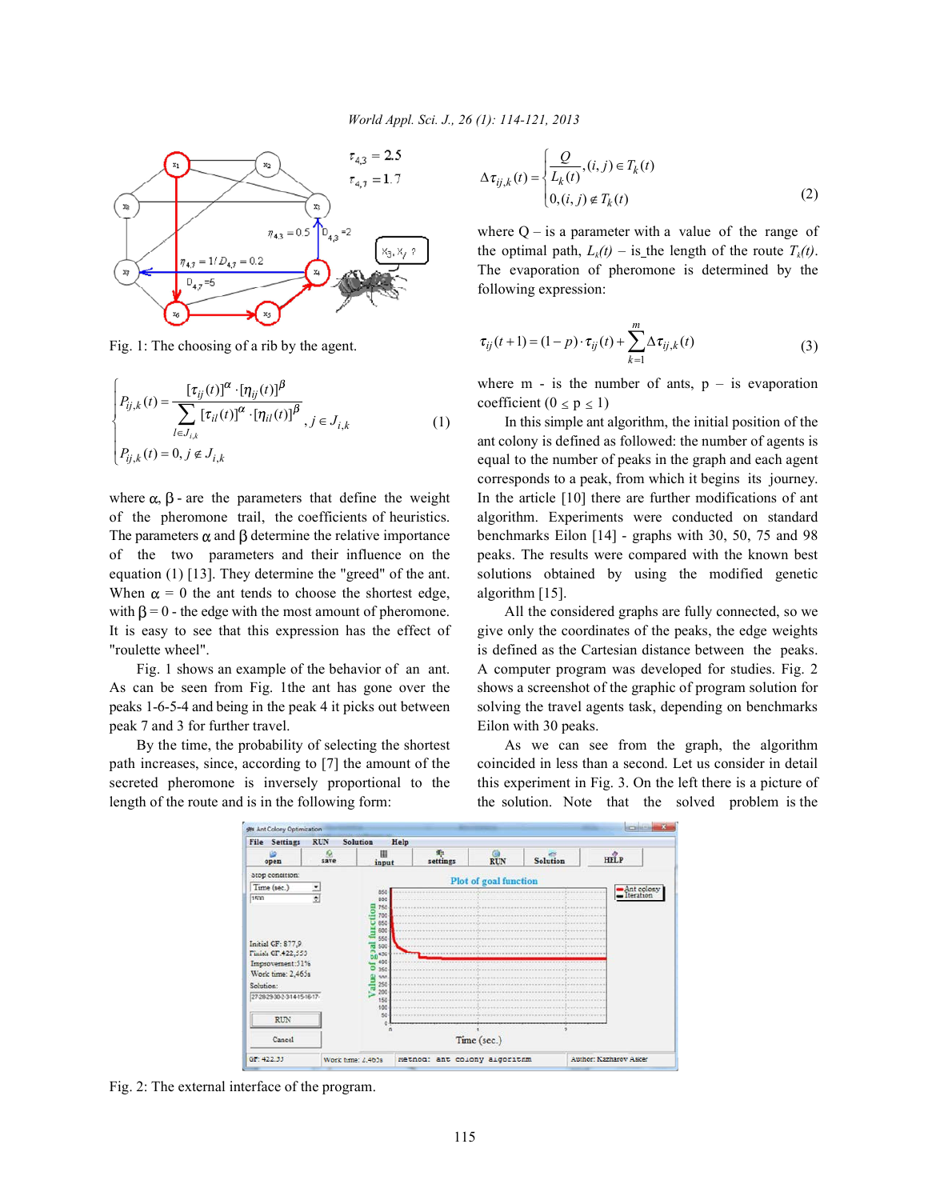Fig. 1: The choosing of a rib by the agent.

$$P_{ij,k}(t)=\begin{cases}\dfrac{[\tau_{ij}(t)]^{\alpha}\cdot[\eta_{ij}(t)]^{\beta}}{\sum\limits_{l\in J_{i,k}}[\tau_{il}(t)]^{\alpha}\cdot[\eta_{il}(t)]^{\beta}}, j\in J_{i,k}\\ P_{ij,k}(t)=0, j\notin J_{i,k}\end{cases}\quad(1)$$

where $\alpha$, $\beta$ - are the parameters that define the weight of the pheromone trail, the coefficients of heuristics. The parameters $\alpha$ and $\beta$ determine the relative importance of the two parameters and their influence on the equation (1) [13]. They determine the "greed" of the ant. When $\alpha = 0$ the ant tends to choose the shortest edge, with $\beta = 0$ - the edge with the most amount of pheromone. It is easy to see that this expression has the effect of "roulette wheel".

Fig. 1 shows an example of the behavior of an ant. As can be seen from Fig. 1the ant has gone over the peaks 1-6-5-4 and being in the peak 4 it picks out between peak 7 and 3 for further travel.

By the time, the probability of selecting the shortest path increases, since, according to [7] the amount of the secreted pheromone is inversely proportional to the length of the route and is in the following form:

$$\Delta\tau_{ij,k}(t)=\begin{cases}\dfrac{Q}{L_k(t)},(i,j)\in T_k(t)\\ 0,(i,j)\notin T_k(t)\end{cases}\quad(2)$$

where Q – is a parameter with a value of the range of the optimal path, $L_k(t)$ – is the length of the route $T_k(t)$. The evaporation of pheromone is determined by the following expression:

$$\tau_{ij}(t+1)=(1-p)\cdot\tau_{ij}(t)+\sum_{k=1}^{m}\Delta\tau_{ij,k}(t)\quad(3)$$

where m - is the number of ants, p – is evaporation coefficient ($0 \le p \le 1$)

In this simple ant algorithm, the initial position of the ant colony is defined as followed: the number of agents is equal to the number of peaks in the graph and each agent corresponds to a peak, from which it begins its journey. In the article [10] there are further modifications of ant algorithm. Experiments were conducted on standard benchmarks Eilon [14] - graphs with 30, 50, 75 and 98 peaks. The results were compared with the known best solutions obtained by using the modified genetic algorithm [15].

All the considered graphs are fully connected, so we give only the coordinates of the peaks, the edge weights is defined as the Cartesian distance between the peaks. A computer program was developed for studies. Fig. 2 shows a screenshot of the graphic of program solution for solving the travel agents task, depending on benchmarks Eilon with 30 peaks.

As we can see from the graph, the algorithm coincided in less than a second. Let us consider in detail this experiment in Fig. 3. On the left there is a picture of the solution. Note that the solved problem is the

Fig. 2: The external interface of the program.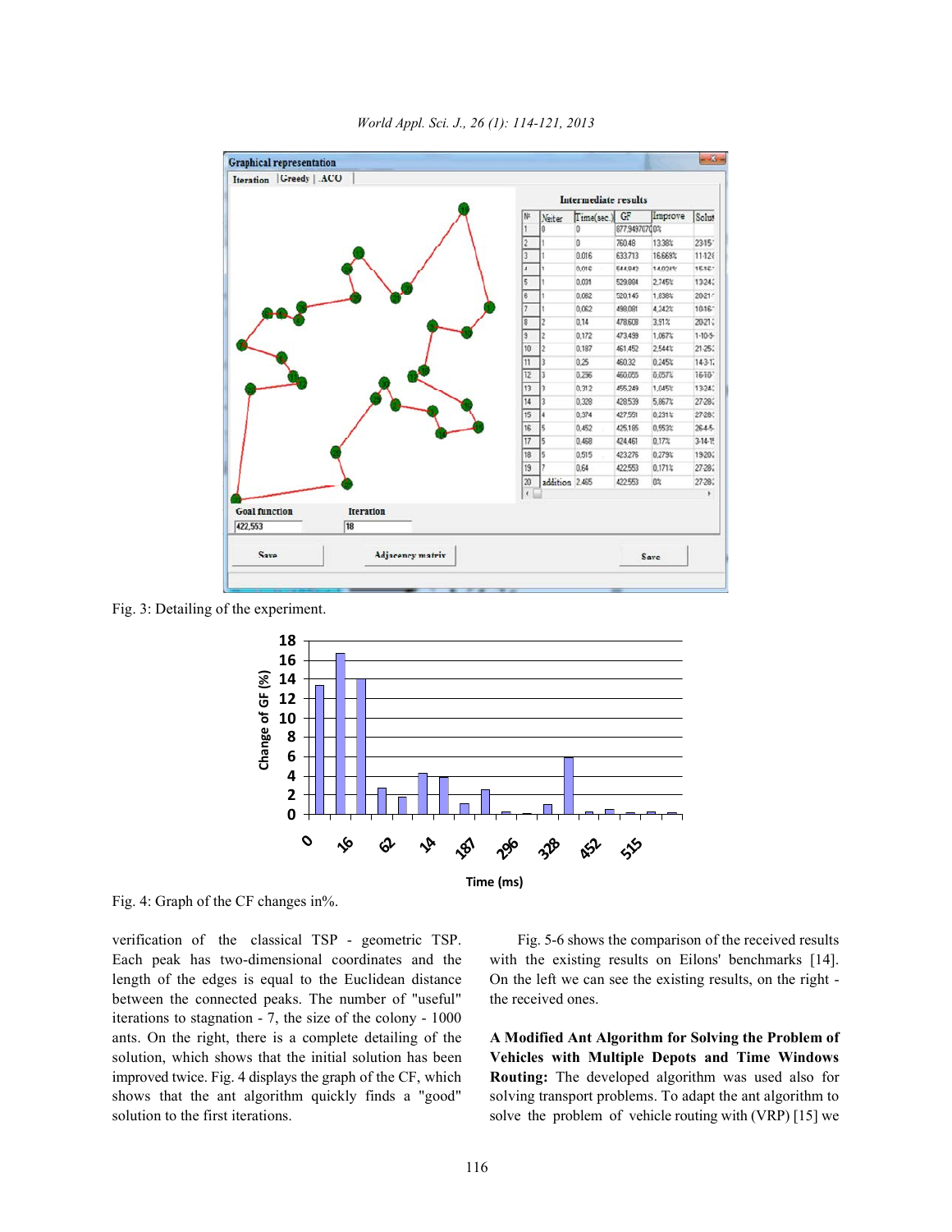Fig. 3: Detailing of the experiment.

Fig. 4: Graph of the CF changes in%.

verification of the classical TSP - geometric TSP. Each peak has two-dimensional coordinates and the length of the edges is equal to the Euclidean distance between the connected peaks. The number of "useful" iterations to stagnation - 7, the size of the colony - 1000 ants. On the right, there is a complete detailing of the solution, which shows that the initial solution has been improved twice. Fig. 4 displays the graph of the CF, which shows that the ant algorithm quickly finds a "good" solution to the first iterations.

Fig. 5-6 shows the comparison of the received results with the existing results on Eilons' benchmarks [14]. On the left we can see the existing results, on the right - the received ones.

**A Modified Ant Algorithm for Solving the Problem of Vehicles with Multiple Depots and Time Windows Routing:** The developed algorithm was used also for solving transport problems. To adapt the ant algorithm to solve the problem of vehicle routing with (VRP) [15] we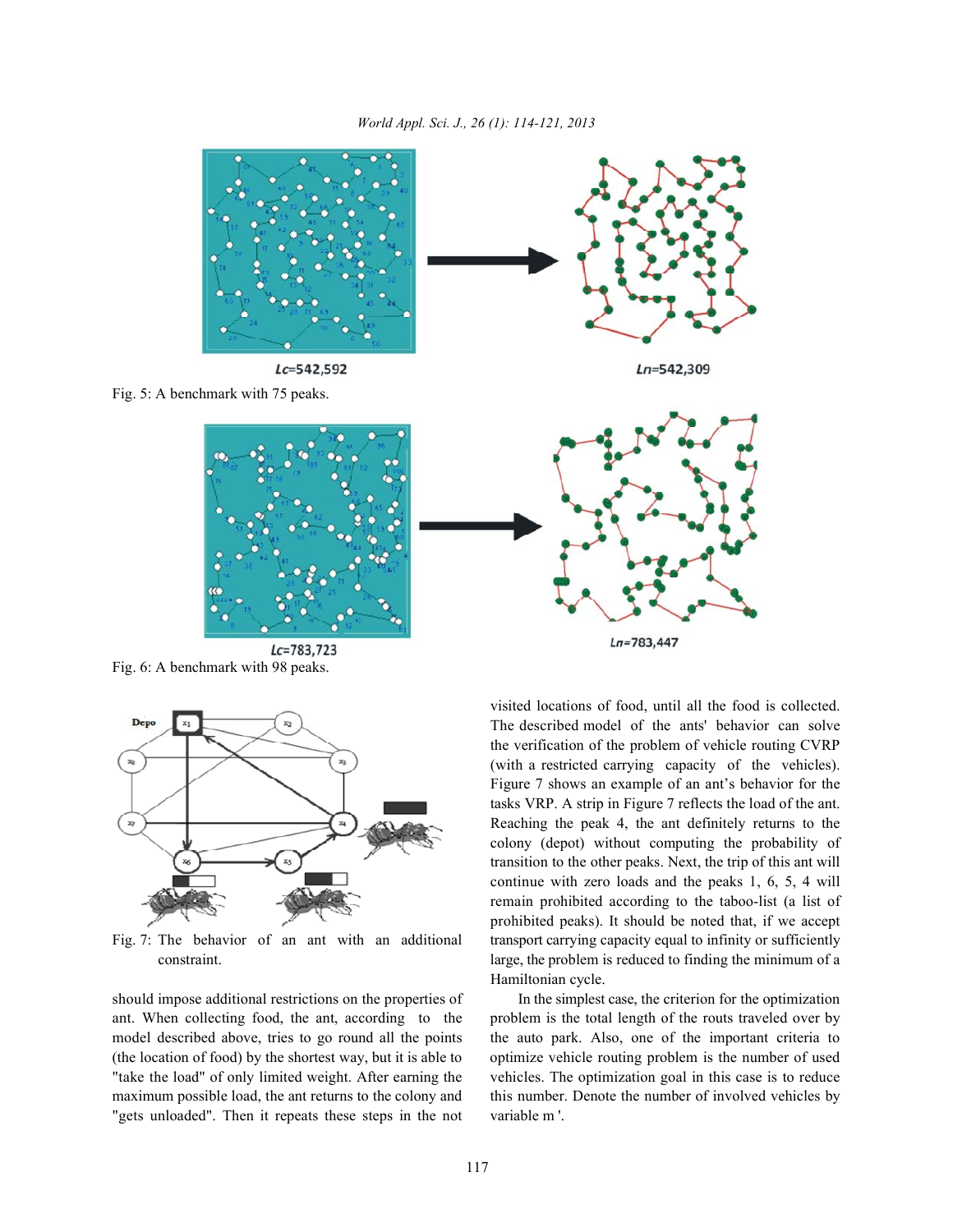$Lc$=542,592

$Ln$=542,309

Fig. 5: A benchmark with 75 peaks.

$Lc$=783,723

$Ln$=783,447

Fig. 6: A benchmark with 98 peaks.

Fig. 7: The behavior of an ant with an additional constraint.

should impose additional restrictions on the properties of ant. When collecting food, the ant, according to the model described above, tries to go round all the points (the location of food) by the shortest way, but it is able to "take the load" of only limited weight. After earning the maximum possible load, the ant returns to the colony and "gets unloaded". Then it repeats these steps in the not visited locations of food, until all the food is collected. The described model of the ants' behavior can solve the verification of the problem of vehicle routing CVRP (with a restricted carrying capacity of the vehicles). Figure 7 shows an example of an ant's behavior for the tasks VRP. A strip in Figure 7 reflects the load of the ant. Reaching the peak 4, the ant definitely returns to the colony (depot) without computing the probability of transition to the other peaks. Next, the trip of this ant will continue with zero loads and the peaks 1, 6, 5, 4 will remain prohibited according to the taboo-list (a list of prohibited peaks). It should be noted that, if we accept transport carrying capacity equal to infinity or sufficiently large, the problem is reduced to finding the minimum of a Hamiltonian cycle.

In the simplest case, the criterion for the optimization problem is the total length of the routs traveled over by the auto park. Also, one of the important criteria to optimize vehicle routing problem is the number of used vehicles. The optimization goal in this case is to reduce this number. Denote the number of involved vehicles by variable $m'$.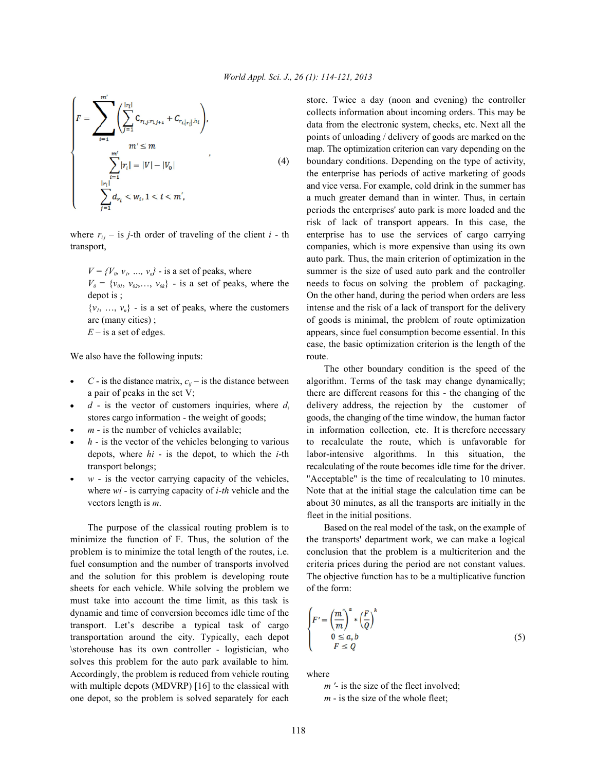$$
\begin{cases}
F = \sum_{i=1}^{m'} \left( \sum_{j=1}^{|r_i|} C_{r_{i,j}, r_{i,j+1}} + C_{r_{i,|r_i|}, h_i} \right), \\
m' \leq m \\
\sum_{i=1}^{m'} |r_i| = |V| - |V_0| \\
\sum_{j=1}^{|r_i|} d_{r_i} < w_i, 1 < t < m',
\end{cases} \tag{4}
$$

where $r_{i,j}$ – is $j$-th order of traveling of the client $i$ - th transport,

$V = \{V_0, v_1, \ldots, v_n\}$ - is a set of peaks, where

$V_0 = \{v_{01}, v_{02}, \ldots, v_{0k}\}$ - is a set of peaks, where the depot is ;

$\{v_1, \ldots, v_n\}$ - is a set of peaks, where the customers are (many cities) ;

$E$ – is a set of edges.

We also have the following inputs:

- $C$ - is the distance matrix, $c_{ij}$ – is the distance between a pair of peaks in the set V;
- $d$ - is the vector of customers inquiries, where $d_i$ stores cargo information - the weight of goods;
- $m$ - is the number of vehicles available;
- $h$ - is the vector of the vehicles belonging to various depots, where $hi$ - is the depot, to which the $i$-th transport belongs;
- $w$ - is the vector carrying capacity of the vehicles, where $wi$ - is carrying capacity of $i$-$th$ vehicle and the vectors length is $m$.

The purpose of the classical routing problem is to minimize the function of F. Thus, the solution of the problem is to minimize the total length of the routes, i.e. fuel consumption and the number of transports involved and the solution for this problem is developing route sheets for each vehicle. While solving the problem we must take into account the time limit, as this task is dynamic and time of conversion becomes idle time of the transport. Let's describe a typical task of cargo transportation around the city. Typically, each depot \storehouse has its own controller - logistician, who solves this problem for the auto park available to him. Accordingly, the problem is reduced from vehicle routing with multiple depots (MDVRP) [16] to the classical with one depot, so the problem is solved separately for each store. Twice a day (noon and evening) the controller collects information about incoming orders. This may be data from the electronic system, checks, etc. Next all the points of unloading / delivery of goods are marked on the map. The optimization criterion can vary depending on the boundary conditions. Depending on the type of activity, the enterprise has periods of active marketing of goods and vice versa. For example, cold drink in the summer has a much greater demand than in winter. Thus, in certain periods the enterprises' auto park is more loaded and the risk of lack of transport appears. In this case, the enterprise has to use the services of cargo carrying companies, which is more expensive than using its own auto park. Thus, the main criterion of optimization in the summer is the size of used auto park and the controller needs to focus on solving the problem of packaging. On the other hand, during the period when orders are less intense and the risk of a lack of transport for the delivery of goods is minimal, the problem of route optimization appears, since fuel consumption become essential. In this case, the basic optimization criterion is the length of the route.

The other boundary condition is the speed of the algorithm. Terms of the task may change dynamically; there are different reasons for this - the changing of the delivery address, the rejection by the customer of goods, the changing of the time window, the human factor in information collection, etc. It is therefore necessary to recalculate the route, which is unfavorable for labor-intensive algorithms. In this situation, the recalculating of the route becomes idle time for the driver. "Acceptable" is the time of recalculating to 10 minutes. Note that at the initial stage the calculation time can be about 30 minutes, as all the transports are initially in the fleet in the initial positions.

Based on the real model of the task, on the example of the transports' department work, we can make a logical conclusion that the problem is a multicriterion and the criteria prices during the period are not constant values. The objective function has to be a multiplicative function of the form:

$$
\begin{cases}
F' = \left(\frac{m'}{m}\right)^a * \left(\frac{F}{Q}\right)^b \\
0 \leq a, b \\
F \leq Q
\end{cases} \tag{5}
$$

where

$m'$ - is the size of the fleet involved;

$m$ - is the size of the whole fleet;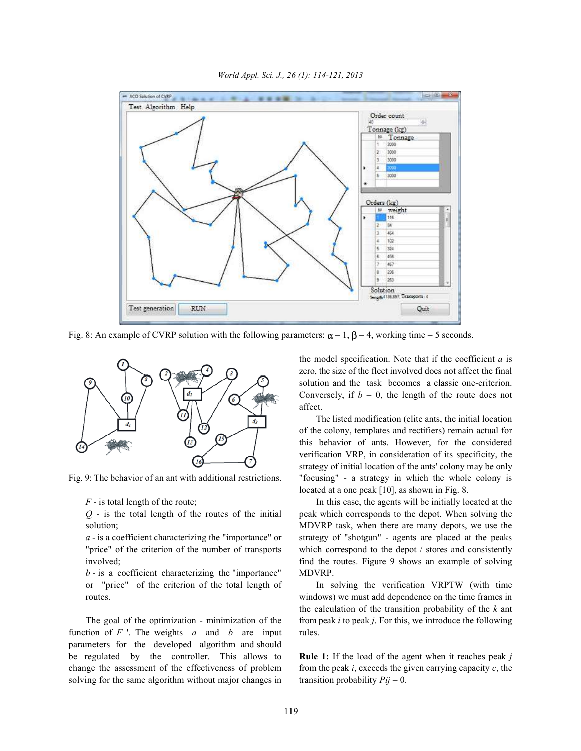Fig. 8: An example of CVRP solution with the following parameters: $\alpha = 1$, $\beta = 4$, working time = 5 seconds.

Fig. 9: The behavior of an ant with additional restrictions.

$F$ - is total length of the route;

$Q$ - is the total length of the routes of the initial solution;

$a$ - is a coefficient characterizing the "importance" or "price" of the criterion of the number of transports involved;

$b$ - is a coefficient characterizing the "importance" or "price" of the criterion of the total length of routes.

The goal of the optimization - minimization of the function of $F$ '. The weights $a$ and $b$ are input parameters for the developed algorithm and should be regulated by the controller. This allows to change the assessment of the effectiveness of problem solving for the same algorithm without major changes in the model specification. Note that if the coefficient $a$ is zero, the size of the fleet involved does not affect the final solution and the task becomes a classic one-criterion. Conversely, if $b = 0$, the length of the route does not affect.

The listed modification (elite ants, the initial location of the colony, templates and rectifiers) remain actual for this behavior of ants. However, for the considered verification VRP, in consideration of its specificity, the strategy of initial location of the ants' colony may be only "focusing" - a strategy in which the whole colony is located at a one peak [10], as shown in Fig. 8.

In this case, the agents will be initially located at the peak which corresponds to the depot. When solving the MDVRP task, when there are many depots, we use the strategy of "shotgun" - agents are placed at the peaks which correspond to the depot / stores and consistently find the routes. Figure 9 shows an example of solving MDVRP.

In solving the verification VRPTW (with time windows) we must add dependence on the time frames in the calculation of the transition probability of the $k$ ant from peak $i$ to peak $j$. For this, we introduce the following rules.

**Rule 1:** If the load of the agent when it reaches peak $j$ from the peak $i$, exceeds the given carrying capacity $c$, the transition probability $P_{ij} = 0$.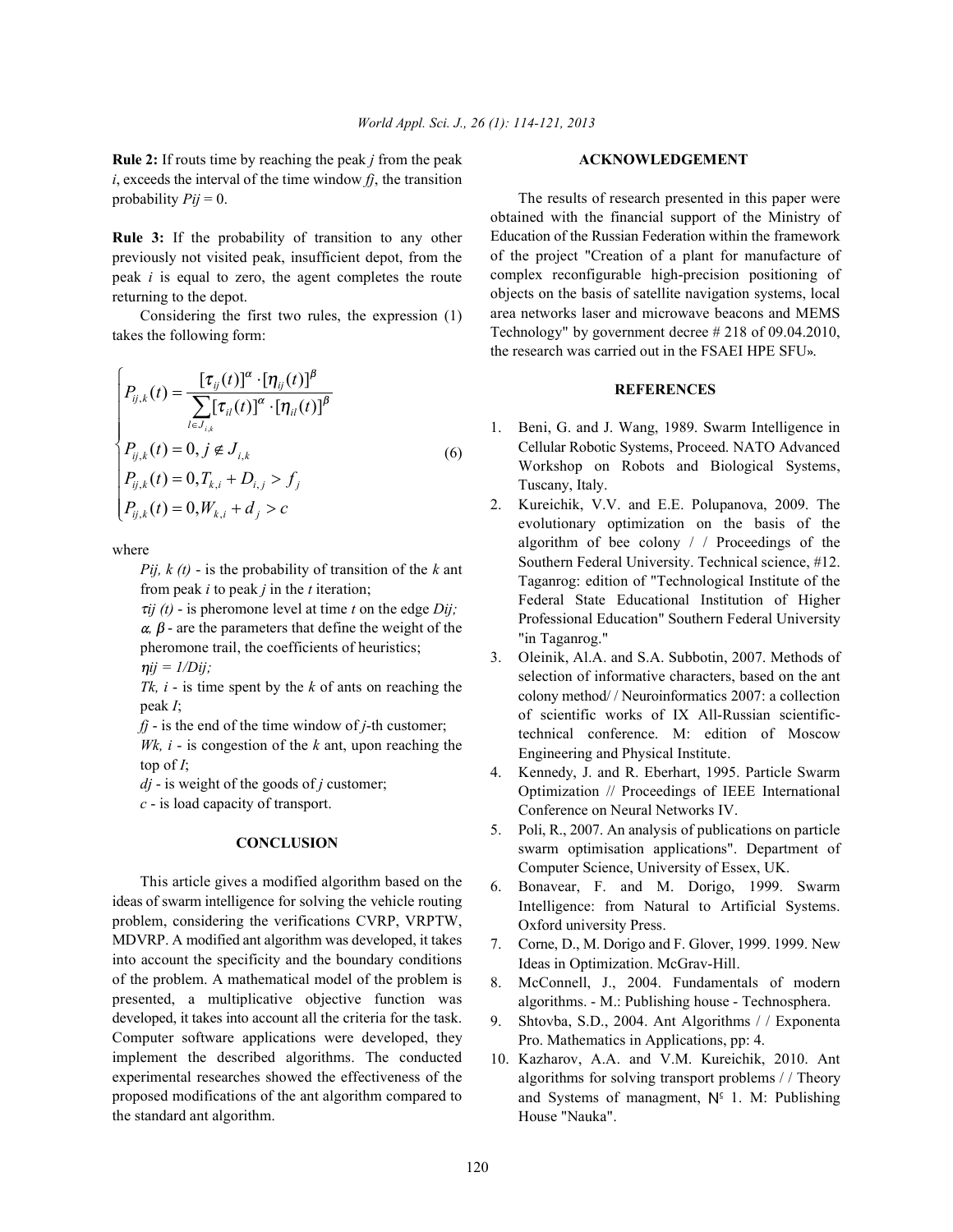**Rule 2:** If routs time by reaching the peak *j* from the peak *i*, exceeds the interval of the time window *fj*, the transition probability *Pij* = 0.

**Rule 3:** If the probability of transition to any other previously not visited peak, insufficient depot, from the peak *i* is equal to zero, the agent completes the route returning to the depot.

Considering the first two rules, the expression (1) takes the following form:

$$\begin{cases} P_{ij,k}(t) = \dfrac{[\tau_{ij}(t)]^{\alpha} \cdot [\eta_{ij}(t)]^{\beta}}{\sum\limits_{l \in J_{i,k}} [\tau_{il}(t)]^{\alpha} \cdot [\eta_{il}(t)]^{\beta}} \\ P_{ij,k}(t) = 0, j \notin J_{i,k} \\ P_{ij,k}(t) = 0, T_{k,i} + D_{i,j} > f_j \\ P_{ij,k}(t) = 0, W_{k,i} + d_j > c \end{cases} \quad (6)$$

where

- *Pij, k (t)* - is the probability of transition of the *k* ant from peak *i* to peak *j* in the *t* iteration;
- *τij (t)* - is pheromone level at time *t* on the edge *Dij;*
- *α, β* - are the parameters that define the weight of the pheromone trail, the coefficients of heuristics;
- *ηij = 1/Dij;*
- *Tk, i* - is time spent by the *k* of ants on reaching the peak *I*;
- *fj* - is the end of the time window of *j*-th customer;
- *Wk, i* - is congestion of the *k* ant, upon reaching the top of *I*;
- *dj* - is weight of the goods of *j* customer;
- *c* - is load capacity of transport.

## CONCLUSION

This article gives a modified algorithm based on the ideas of swarm intelligence for solving the vehicle routing problem, considering the verifications CVRP, VRPTW, MDVRP. A modified ant algorithm was developed, it takes into account the specificity and the boundary conditions of the problem. A mathematical model of the problem is presented, a multiplicative objective function was developed, it takes into account all the criteria for the task. Computer software applications were developed, they implement the described algorithms. The conducted experimental researches showed the effectiveness of the proposed modifications of the ant algorithm compared to the standard ant algorithm.

## ACKNOWLEDGEMENT

The results of research presented in this paper were obtained with the financial support of the Ministry of Education of the Russian Federation within the framework of the project "Creation of a plant for manufacture of complex reconfigurable high-precision positioning of objects on the basis of satellite navigation systems, local area networks laser and microwave beacons and MEMS Technology" by government decree # 218 of 09.04.2010, the research was carried out in the FSAEI HPE SFU».

## REFERENCES

1. Beni, G. and J. Wang, 1989. Swarm Intelligence in Cellular Robotic Systems, Proceed. NATO Advanced Workshop on Robots and Biological Systems, Tuscany, Italy.
2. Kureichik, V.V. and E.E. Polupanova, 2009. The evolutionary optimization on the basis of the algorithm of bee colony / / Proceedings of the Southern Federal University. Technical science, #12. Taganrog: edition of "Technological Institute of the Federal State Educational Institution of Higher Professional Education" Southern Federal University "in Taganrog."
3. Oleinik, Al.A. and S.A. Subbotin, 2007. Methods of selection of informative characters, based on the ant colony method/ / Neuroinformatics 2007: a collection of scientific works of IX All-Russian scientific-technical conference. M: edition of Moscow Engineering and Physical Institute.
4. Kennedy, J. and R. Eberhart, 1995. Particle Swarm Optimization // Proceedings of IEEE International Conference on Neural Networks IV.
5. Poli, R., 2007. An analysis of publications on particle swarm optimisation applications". Department of Computer Science, University of Essex, UK.
6. Bonavear, F. and M. Dorigo, 1999. Swarm Intelligence: from Natural to Artificial Systems. Oxford university Press.
7. Corne, D., M. Dorigo and F. Glover, 1999. 1999. New Ideas in Optimization. McGrav-Hill.
8. McConnell, J., 2004. Fundamentals of modern algorithms. - M.: Publishing house - Technosphera.
9. Shtovba, S.D., 2004. Ant Algorithms / / Exponenta Pro. Mathematics in Applications, pp: 4.
10. Kazharov, A.A. and V.M. Kureichik, 2010. Ant algorithms for solving transport problems / / Theory and Systems of managment, № 1. M: Publishing House "Nauka".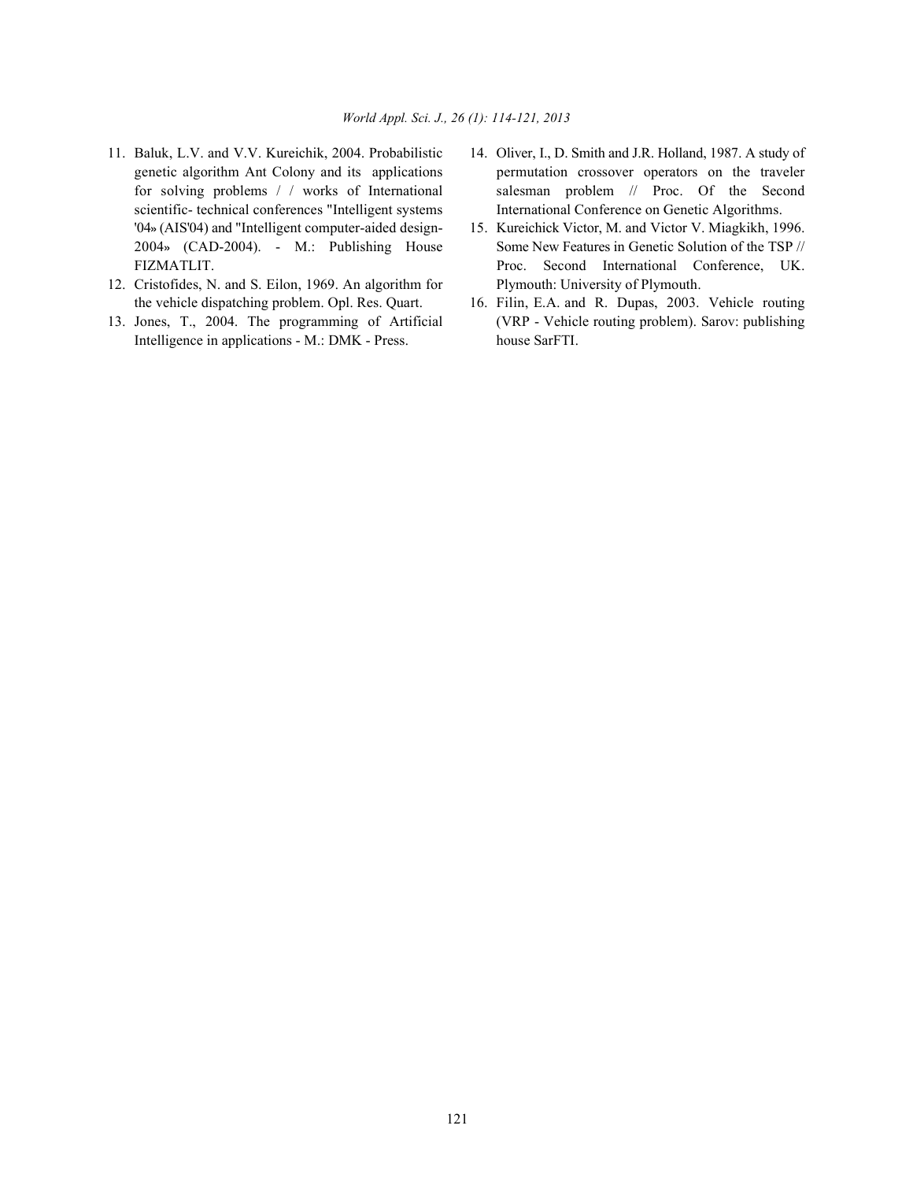11. Baluk, L.V. and V.V. Kureichik, 2004. Probabilistic genetic algorithm Ant Colony and its applications for solving problems / / works of International scientific- technical conferences "Intelligent systems '04» (AIS'04) and "Intelligent computer-aided design-2004» (CAD-2004). - M.: Publishing House FIZMATLIT.
12. Cristofides, N. and S. Eilon, 1969. An algorithm for the vehicle dispatching problem. Opl. Res. Quart.
13. Jones, T., 2004. The programming of Artificial Intelligence in applications - M.: DMK - Press.
14. Oliver, I., D. Smith and J.R. Holland, 1987. A study of permutation crossover operators on the traveler salesman problem // Proc. Of the Second International Conference on Genetic Algorithms.
15. Kureichick Victor, M. and Victor V. Miagkikh, 1996. Some New Features in Genetic Solution of the TSP // Proc. Second International Conference, UK. Plymouth: University of Plymouth.
16. Filin, E.A. and R. Dupas, 2003. Vehicle routing (VRP - Vehicle routing problem). Sarov: publishing house SarFTI.